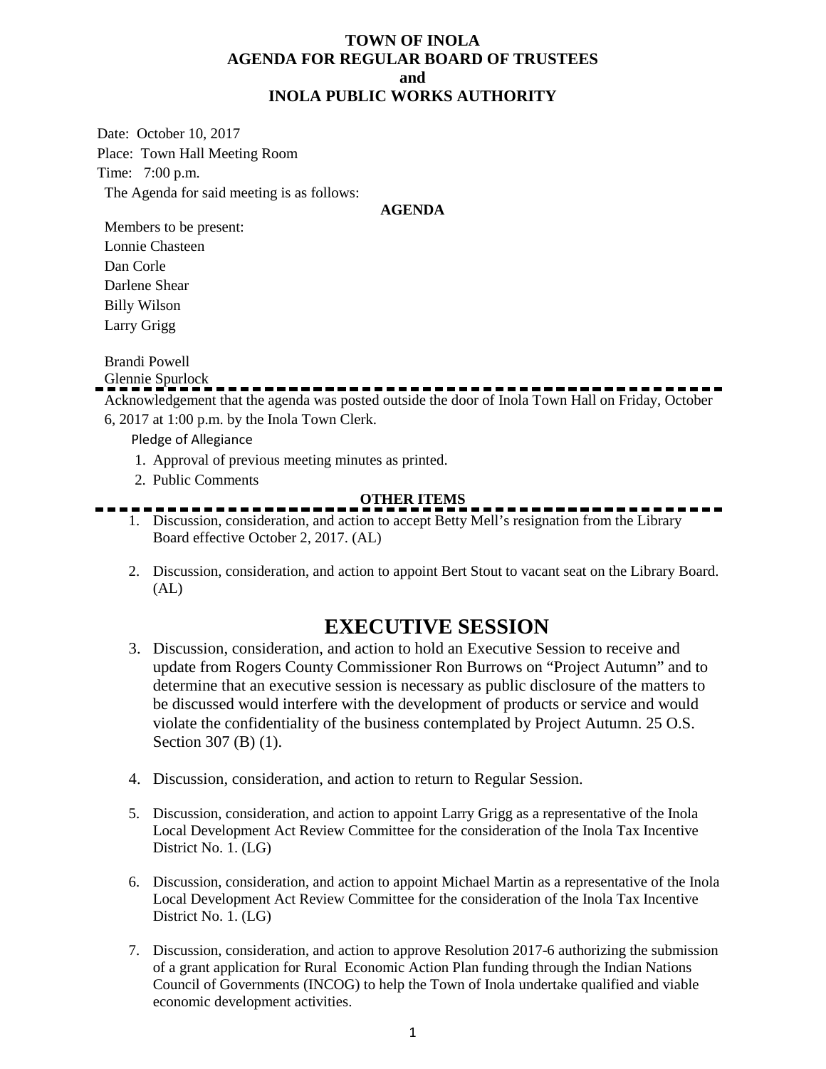**TOWN OF INOLA**
**AGENDA FOR REGULAR BOARD OF TRUSTEES**
**and**
**INOLA PUBLIC WORKS AUTHORITY**

Date: October 10, 2017
Place: Town Hall Meeting Room
Time: 7:00 p.m.

The Agenda for said meeting is as follows:

**AGENDA**

Members to be present:
Lonnie Chasteen
Dan Corle
Darlene Shear
Billy Wilson
Larry Grigg

Brandi Powell
Glennie Spurlock

---

Acknowledgement that the agenda was posted outside the door of Inola Town Hall on Friday, October 6, 2017 at 1:00 p.m. by the Inola Town Clerk.

Pledge of Allegiance

1. Approval of previous meeting minutes as printed.
2. Public Comments

**OTHER ITEMS**

---

1. Discussion, consideration, and action to accept Betty Mell's resignation from the Library Board effective October 2, 2017. (AL)

2. Discussion, consideration, and action to appoint Bert Stout to vacant seat on the Library Board. (AL)

# EXECUTIVE SESSION

3. Discussion, consideration, and action to hold an Executive Session to receive and update from Rogers County Commissioner Ron Burrows on "Project Autumn" and to determine that an executive session is necessary as public disclosure of the matters to be discussed would interfere with the development of products or service and would violate the confidentiality of the business contemplated by Project Autumn. 25 O.S. Section 307 (B) (1).

4. Discussion, consideration, and action to return to Regular Session.

5. Discussion, consideration, and action to appoint Larry Grigg as a representative of the Inola Local Development Act Review Committee for the consideration of the Inola Tax Incentive District No. 1. (LG)

6. Discussion, consideration, and action to appoint Michael Martin as a representative of the Inola Local Development Act Review Committee for the consideration of the Inola Tax Incentive District No. 1. (LG)

7. Discussion, consideration, and action to approve Resolution 2017-6 authorizing the submission of a grant application for Rural Economic Action Plan funding through the Indian Nations Council of Governments (INCOG) to help the Town of Inola undertake qualified and viable economic development activities.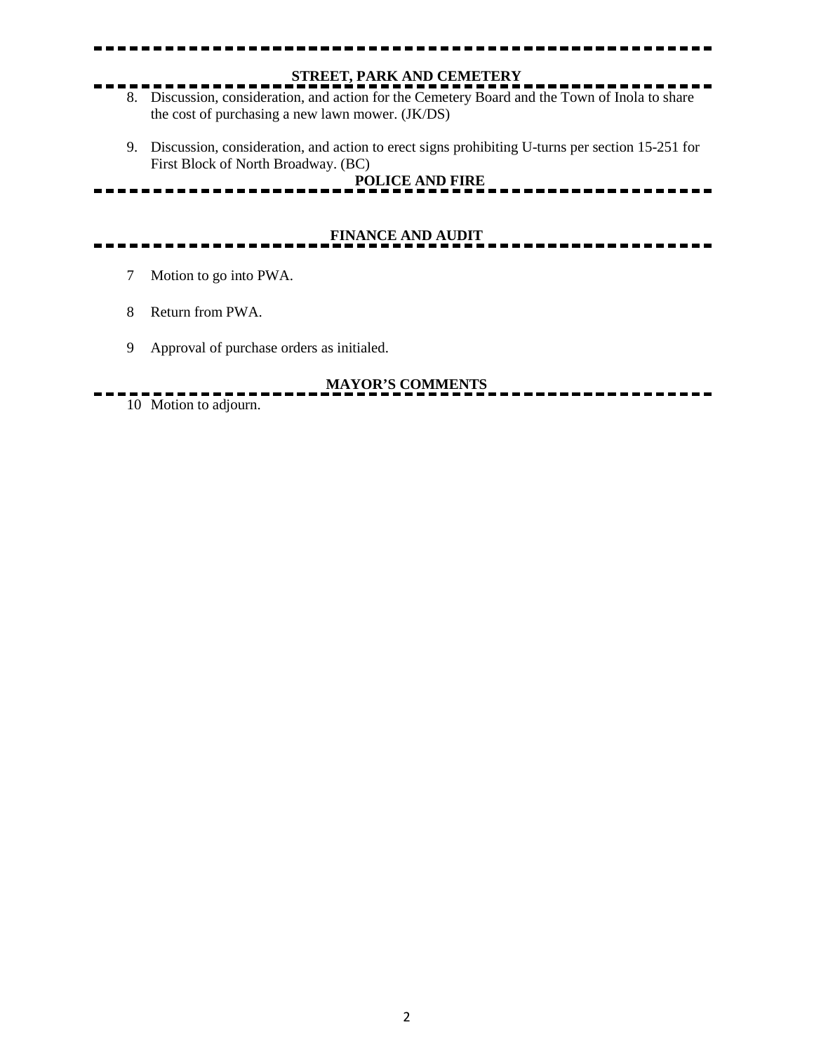## STREET, PARK AND CEMETERY

8. Discussion, consideration, and action for the Cemetery Board and the Town of Inola to share the cost of purchasing a new lawn mower. (JK/DS)

9. Discussion, consideration, and action to erect signs prohibiting U-turns per section 15-251 for First Block of North Broadway. (BC)

## POLICE AND FIRE

## FINANCE AND AUDIT

7 Motion to go into PWA.

8 Return from PWA.

9 Approval of purchase orders as initialed.

## MAYOR'S COMMENTS

10 Motion to adjourn.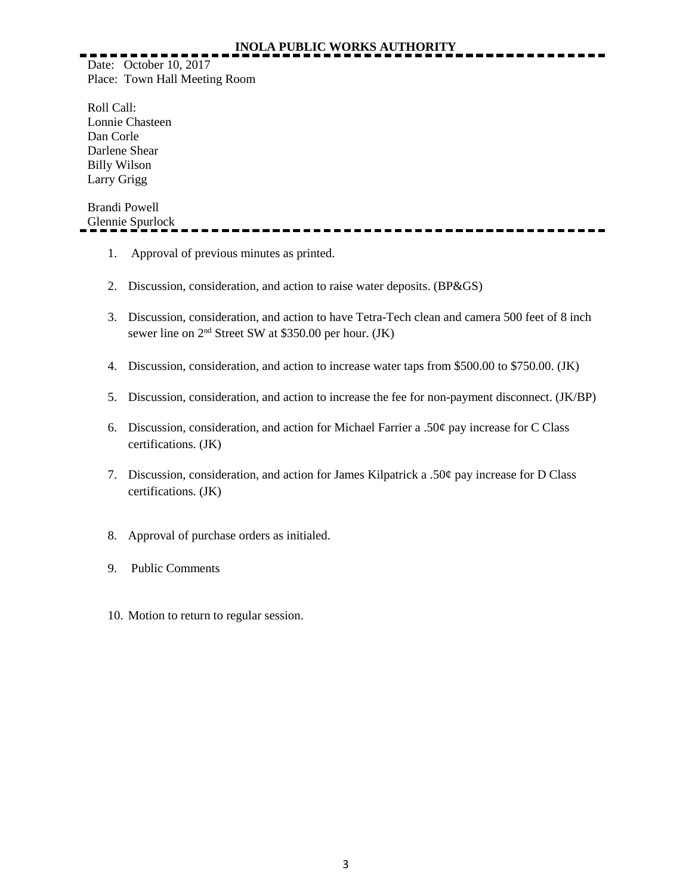# INOLA PUBLIC WORKS AUTHORITY

Date: October 10, 2017
Place: Town Hall Meeting Room

Roll Call:
Lonnie Chasteen
Dan Corle
Darlene Shear
Billy Wilson
Larry Grigg

Brandi Powell
Glennie Spurlock

1. Approval of previous minutes as printed.
2. Discussion, consideration, and action to raise water deposits. (BP&GS)
3. Discussion, consideration, and action to have Tetra-Tech clean and camera 500 feet of 8 inch sewer line on 2nd Street SW at $350.00 per hour. (JK)
4. Discussion, consideration, and action to increase water taps from $500.00 to $750.00. (JK)
5. Discussion, consideration, and action to increase the fee for non-payment disconnect. (JK/BP)
6. Discussion, consideration, and action for Michael Farrier a .50¢ pay increase for C Class certifications. (JK)
7. Discussion, consideration, and action for James Kilpatrick a .50¢ pay increase for D Class certifications. (JK)
8. Approval of purchase orders as initialed.
9. Public Comments
10. Motion to return to regular session.